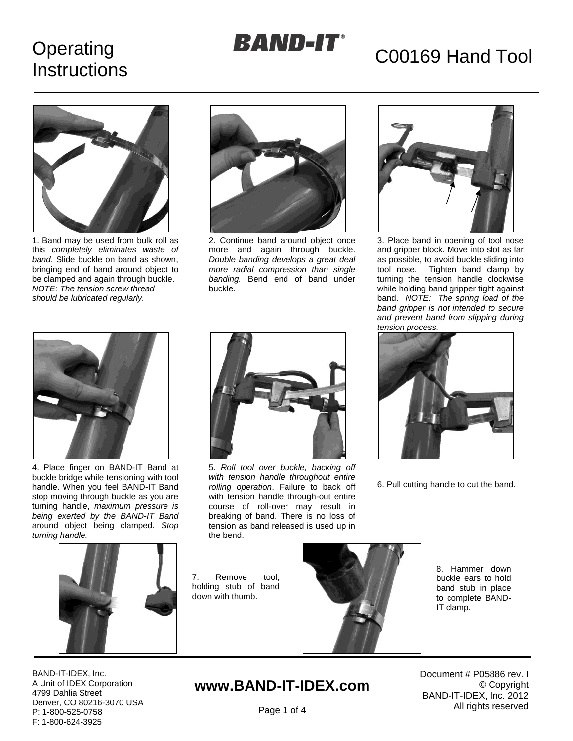# Operating Instructions

**BAND-IT®**

# C00169 Hand Tool

1. Band may be used from bulk roll as this *completely eliminates waste of band*. Slide buckle on band as shown, bringing end of band around object to be clamped and again through buckle. *NOTE: The tension screw thread should be lubricated regularly.*

2. Continue band around object once more and again through buckle. *Double banding develops a great deal more radial compression than single banding.* Bend end of band under buckle.

3. Place band in opening of tool nose and gripper block. Move into slot as far as possible, to avoid buckle sliding into tool nose. Tighten band clamp by turning the tension handle clockwise while holding band gripper tight against band. *NOTE: The spring load of the band gripper is not intended to secure and prevent band from slipping during tension process.*

4. Place finger on BAND-IT Band at buckle bridge while tensioning with tool handle. When you feel BAND-IT Band stop moving through buckle as you are turning handle, *maximum pressure is being exerted by the BAND-IT Band* around object being clamped. *Stop turning handle.*

5. *Roll tool over buckle, backing off with tension handle throughout entire rolling operation*. Failure to back off with tension handle through-out entire course of roll-over may result in breaking of band. There is no loss of tension as band released is used up in the bend.

6. Pull cutting handle to cut the band.

7. Remove tool, holding stub of band down with thumb.

8. Hammer down buckle ears to hold band stub in place to complete BAND-IT clamp.

BAND-IT-IDEX, Inc.
A Unit of IDEX Corporation
4799 Dahlia Street
Denver, CO 80216-3070 USA
P: 1-800-525-0758
F: 1-800-624-3925

**www.BAND-IT-IDEX.com**

Document # P05886 rev. I
© Copyright
BAND-IT-IDEX, Inc. 2012
All rights reserved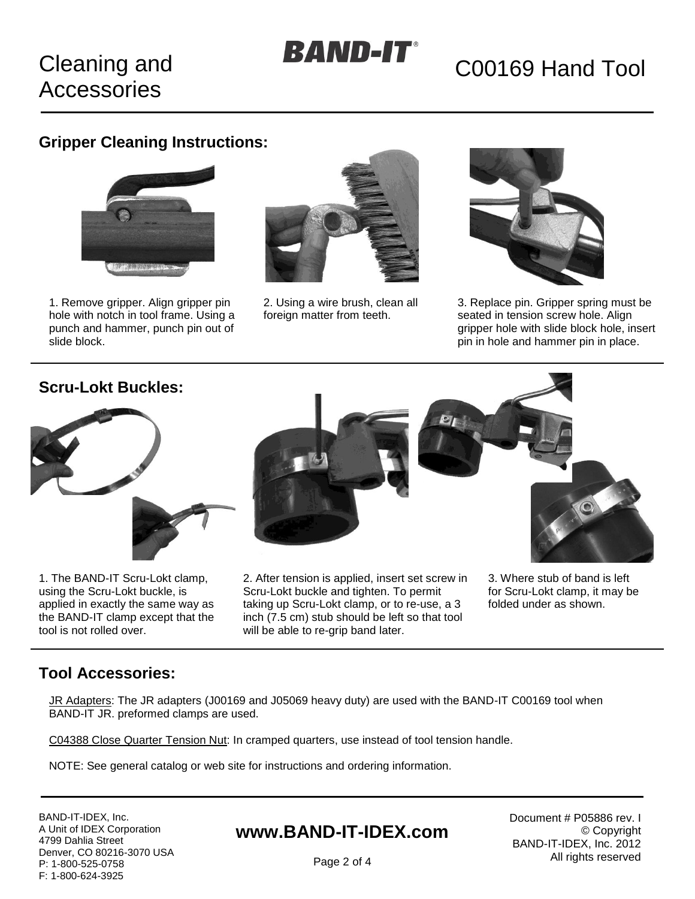# Cleaning and Accessories

## C00169 Hand Tool

### Gripper Cleaning Instructions:

1. Remove gripper. Align gripper pin hole with notch in tool frame. Using a punch and hammer, punch pin out of slide block.

2. Using a wire brush, clean all foreign matter from teeth.

3. Replace pin. Gripper spring must be seated in tension screw hole. Align gripper hole with slide block hole, insert pin in hole and hammer pin in place.

### Scru-Lokt Buckles:

1. The BAND-IT Scru-Lokt clamp, using the Scru-Lokt buckle, is applied in exactly the same way as the BAND-IT clamp except that the tool is not rolled over.

2. After tension is applied, insert set screw in Scru-Lokt buckle and tighten. To permit taking up Scru-Lokt clamp, or to re-use, a 3 inch (7.5 cm) stub should be left so that tool will be able to re-grip band later.

3. Where stub of band is left for Scru-Lokt clamp, it may be folded under as shown.

### Tool Accessories:

JR Adapters: The JR adapters (J00169 and J05069 heavy duty) are used with the BAND-IT C00169 tool when BAND-IT JR. preformed clamps are used.

C04388 Close Quarter Tension Nut: In cramped quarters, use instead of tool tension handle.

NOTE: See general catalog or web site for instructions and ordering information.

BAND-IT-IDEX, Inc.
A Unit of IDEX Corporation
4799 Dahlia Street
Denver, CO 80216-3070 USA
P: 1-800-525-0758
F: 1-800-624-3925

**www.BAND-IT-IDEX.com**

Document # P05886 rev. I
© Copyright
BAND-IT-IDEX, Inc. 2012
All rights reserved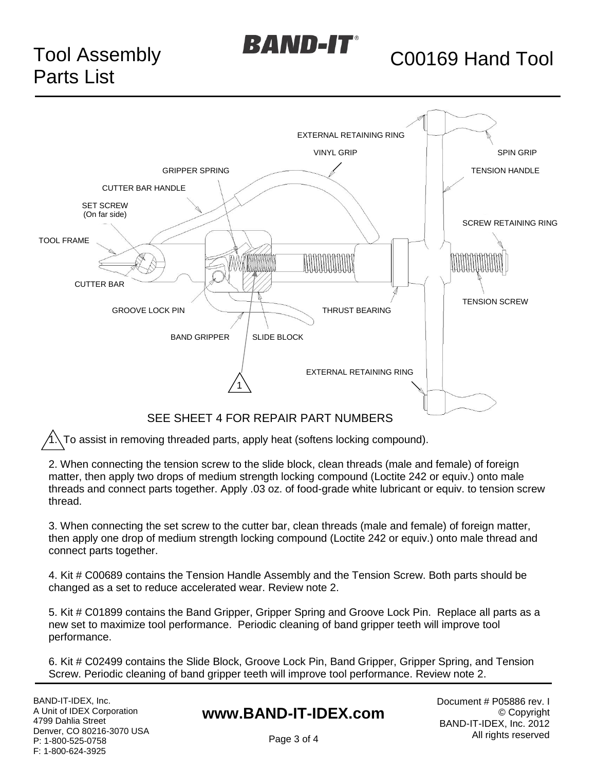# Tool Assembly Parts List

**BAND-IT®**

# C00169 Hand Tool

EXTERNAL RETAINING RING

VINYL GRIP

SPIN GRIP

GRIPPER SPRING

TENSION HANDLE

CUTTER BAR HANDLE

SET SCREW (On far side)

SCREW RETAINING RING

TOOL FRAME

CUTTER BAR

TENSION SCREW

GROOVE LOCK PIN

THRUST BEARING

BAND GRIPPER

SLIDE BLOCK

EXTERNAL RETAINING RING

1

SEE SHEET 4 FOR REPAIR PART NUMBERS

1. To assist in removing threaded parts, apply heat (softens locking compound).

2. When connecting the tension screw to the slide block, clean threads (male and female) of foreign matter, then apply two drops of medium strength locking compound (Loctite 242 or equiv.) onto male threads and connect parts together. Apply .03 oz. of food-grade white lubricant or equiv. to tension screw thread.

3. When connecting the set screw to the cutter bar, clean threads (male and female) of foreign matter, then apply one drop of medium strength locking compound (Loctite 242 or equiv.) onto male thread and connect parts together.

4. Kit # C00689 contains the Tension Handle Assembly and the Tension Screw. Both parts should be changed as a set to reduce accelerated wear. Review note 2.

5. Kit # C01899 contains the Band Gripper, Gripper Spring and Groove Lock Pin. Replace all parts as a new set to maximize tool performance. Periodic cleaning of band gripper teeth will improve tool performance.

6. Kit # C02499 contains the Slide Block, Groove Lock Pin, Band Gripper, Gripper Spring, and Tension Screw. Periodic cleaning of band gripper teeth will improve tool performance. Review note 2.

BAND-IT-IDEX, Inc.
A Unit of IDEX Corporation
4799 Dahlia Street
Denver, CO 80216-3070 USA
P: 1-800-525-0758
F: 1-800-624-3925

**www.BAND-IT-IDEX.com**

Document # P05886 rev. I
© Copyright
BAND-IT-IDEX, Inc. 2012
All rights reserved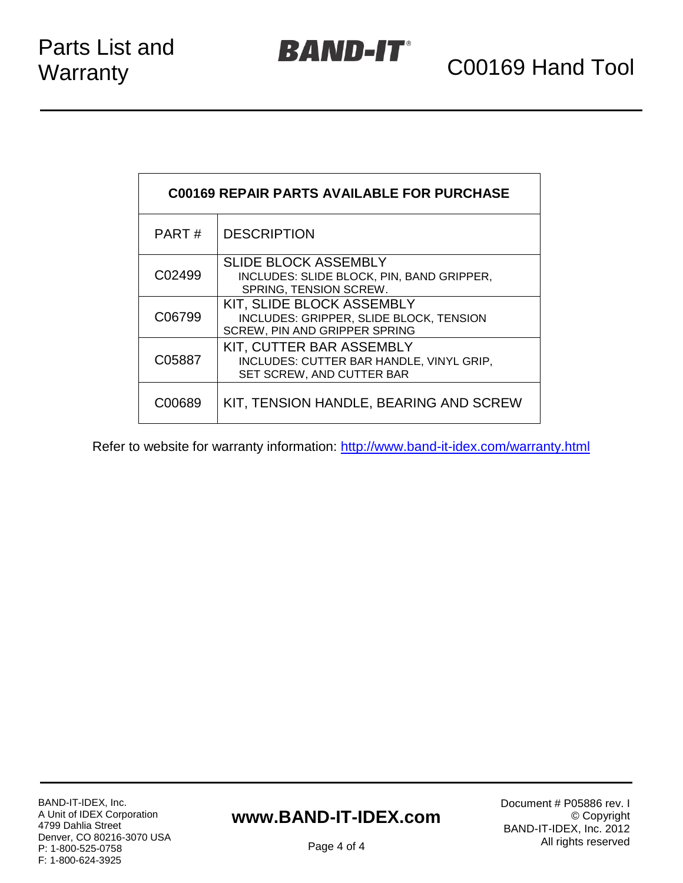# Parts List and Warranty

## C00169 Hand Tool

| C00169 REPAIR PARTS AVAILABLE FOR PURCHASE | |
|---|---|
| PART # | DESCRIPTION |
| C02499 | SLIDE BLOCK ASSEMBLY<br>INCLUDES: SLIDE BLOCK, PIN, BAND GRIPPER, SPRING, TENSION SCREW. |
| C06799 | KIT, SLIDE BLOCK ASSEMBLY<br>INCLUDES: GRIPPER, SLIDE BLOCK, TENSION SCREW, PIN AND GRIPPER SPRING |
| C05887 | KIT, CUTTER BAR ASSEMBLY<br>INCLUDES: CUTTER BAR HANDLE, VINYL GRIP, SET SCREW, AND CUTTER BAR |
| C00689 | KIT, TENSION HANDLE, BEARING AND SCREW |

Refer to website for warranty information: http://www.band-it-idex.com/warranty.html

BAND-IT-IDEX, Inc.
A Unit of IDEX Corporation
4799 Dahlia Street
Denver, CO 80216-3070 USA
P: 1-800-525-0758
F: 1-800-624-3925

www.BAND-IT-IDEX.com

Document # P05886 rev. I
© Copyright
BAND-IT-IDEX, Inc. 2012
All rights reserved